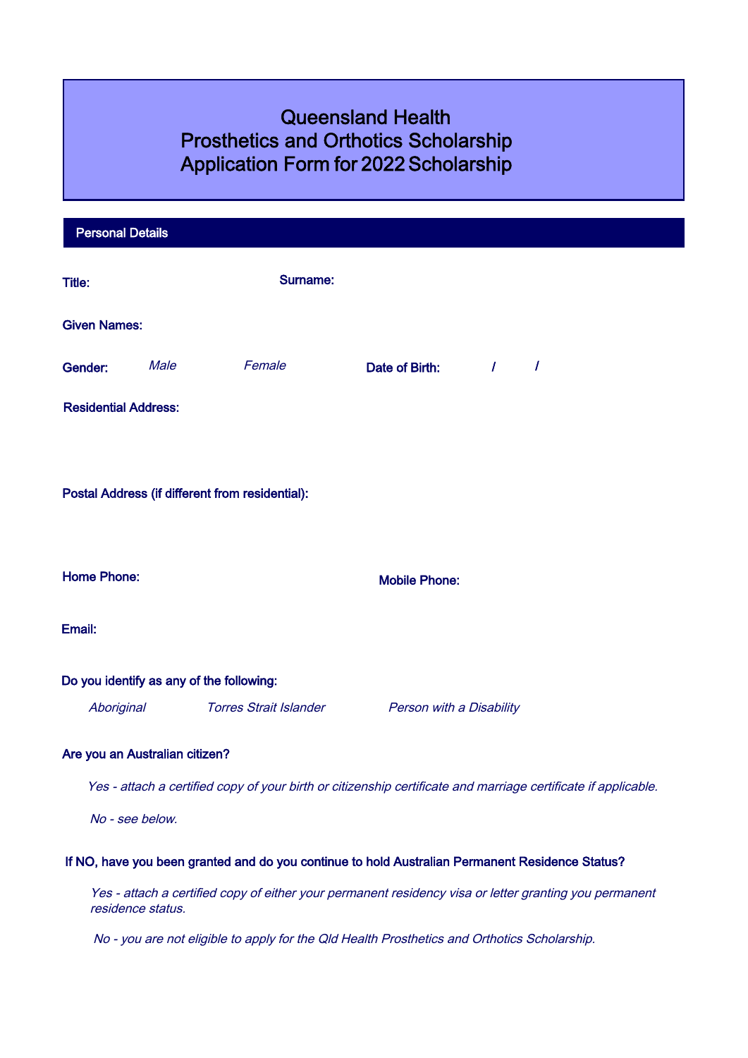# Queensland Health
# Prosthetics and Orthotics Scholarship
# Application Form for 2022 Scholarship

## Personal Details

**Title:** **Surname:**

**Given Names:**

**Gender:** *Male* *Female* **Date of Birth:** / /

**Residential Address:**

**Postal Address (if different from residential):**

**Home Phone:** **Mobile Phone:**

**Email:**

**Do you identify as any of the following:**

*Aboriginal* *Torres Strait Islander* *Person with a Disability*

**Are you an Australian citizen?**

*Yes - attach a certified copy of your birth or citizenship certificate and marriage certificate if applicable.*

*No - see below.*

**If NO, have you been granted and do you continue to hold Australian Permanent Residence Status?**

*Yes - attach a certified copy of either your permanent residency visa or letter granting you permanent residence status.*

*No - you are not eligible to apply for the Qld Health Prosthetics and Orthotics Scholarship.*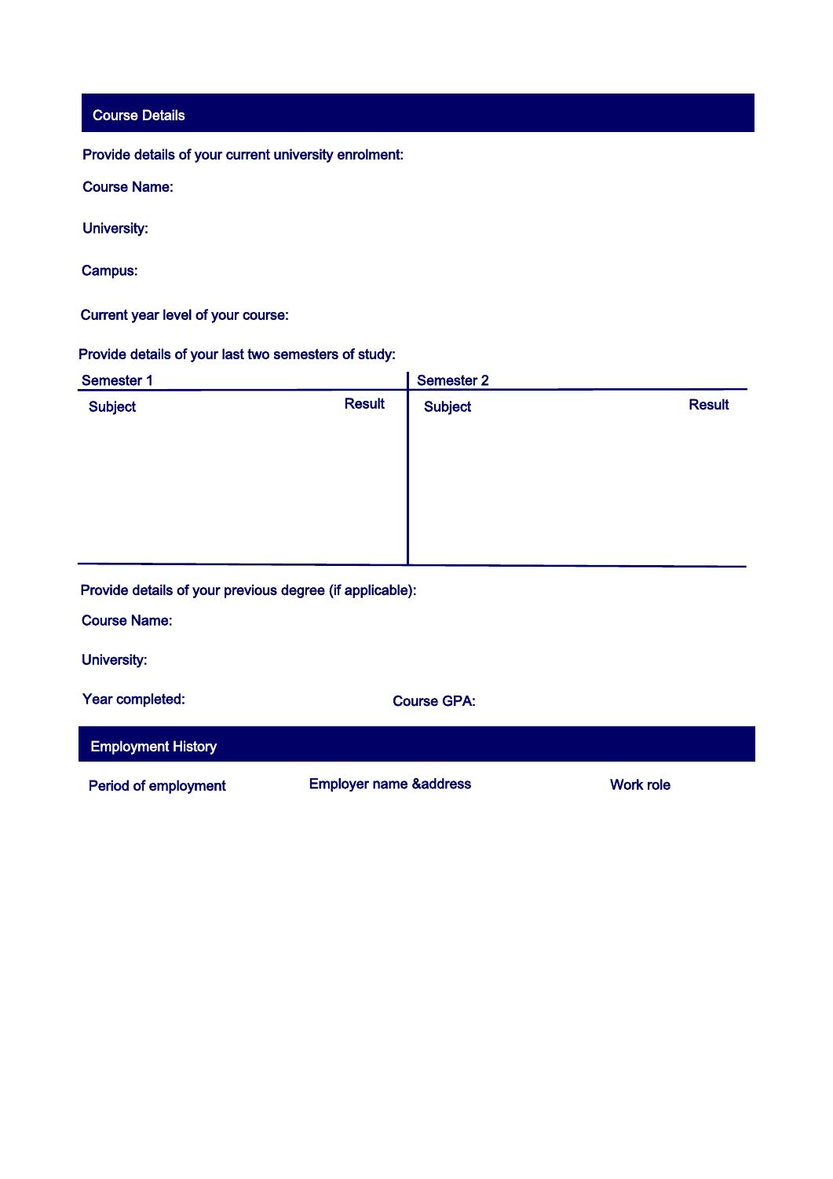## Course Details

Provide details of your current university enrolment:

Course Name:

University:

Campus:

Current year level of your course:

Provide details of your last two semesters of study:

| Semester 1 | | Semester 2 | |
|---|---|---|---|
| Subject | Result | Subject | Result |
| | | | |

Provide details of your previous degree (if applicable):

Course Name:

University:

Year completed:

Course GPA:

## Employment History

| Period of employment | Employer name &address | Work role |
|---|---|---|
| | | |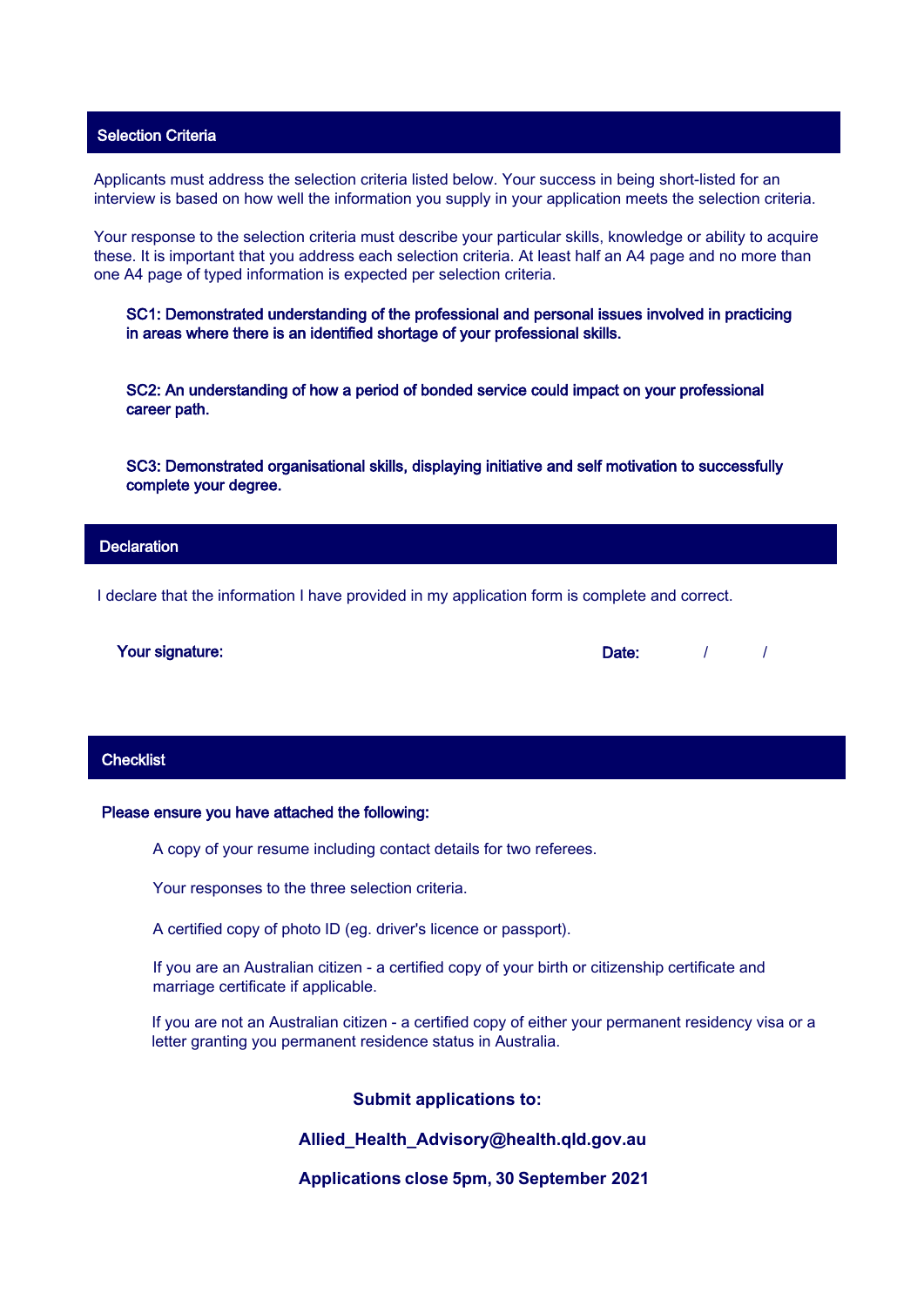## Selection Criteria

Applicants must address the selection criteria listed below. Your success in being short-listed for an interview is based on how well the information you supply in your application meets the selection criteria.

Your response to the selection criteria must describe your particular skills, knowledge or ability to acquire these. It is important that you address each selection criteria. At least half an A4 page and no more than one A4 page of typed information is expected per selection criteria.

**SC1: Demonstrated understanding of the professional and personal issues involved in practicing in areas where there is an identified shortage of your professional skills.**

**SC2: An understanding of how a period of bonded service could impact on your professional career path.**

**SC3: Demonstrated organisational skills, displaying initiative and self motivation to successfully complete your degree.**

## Declaration

I declare that the information I have provided in my application form is complete and correct.

**Your signature:** **Date:** / /

## Checklist

**Please ensure you have attached the following:**

- A copy of your resume including contact details for two referees.
- Your responses to the three selection criteria.
- A certified copy of photo ID (eg. driver's licence or passport).
- If you are an Australian citizen - a certified copy of your birth or citizenship certificate and marriage certificate if applicable.
- If you are not an Australian citizen - a certified copy of either your permanent residency visa or a letter granting you permanent residence status in Australia.

**Submit applications to:**

**Allied_Health_Advisory@health.qld.gov.au**

**Applications close 5pm, 30 September 2021**